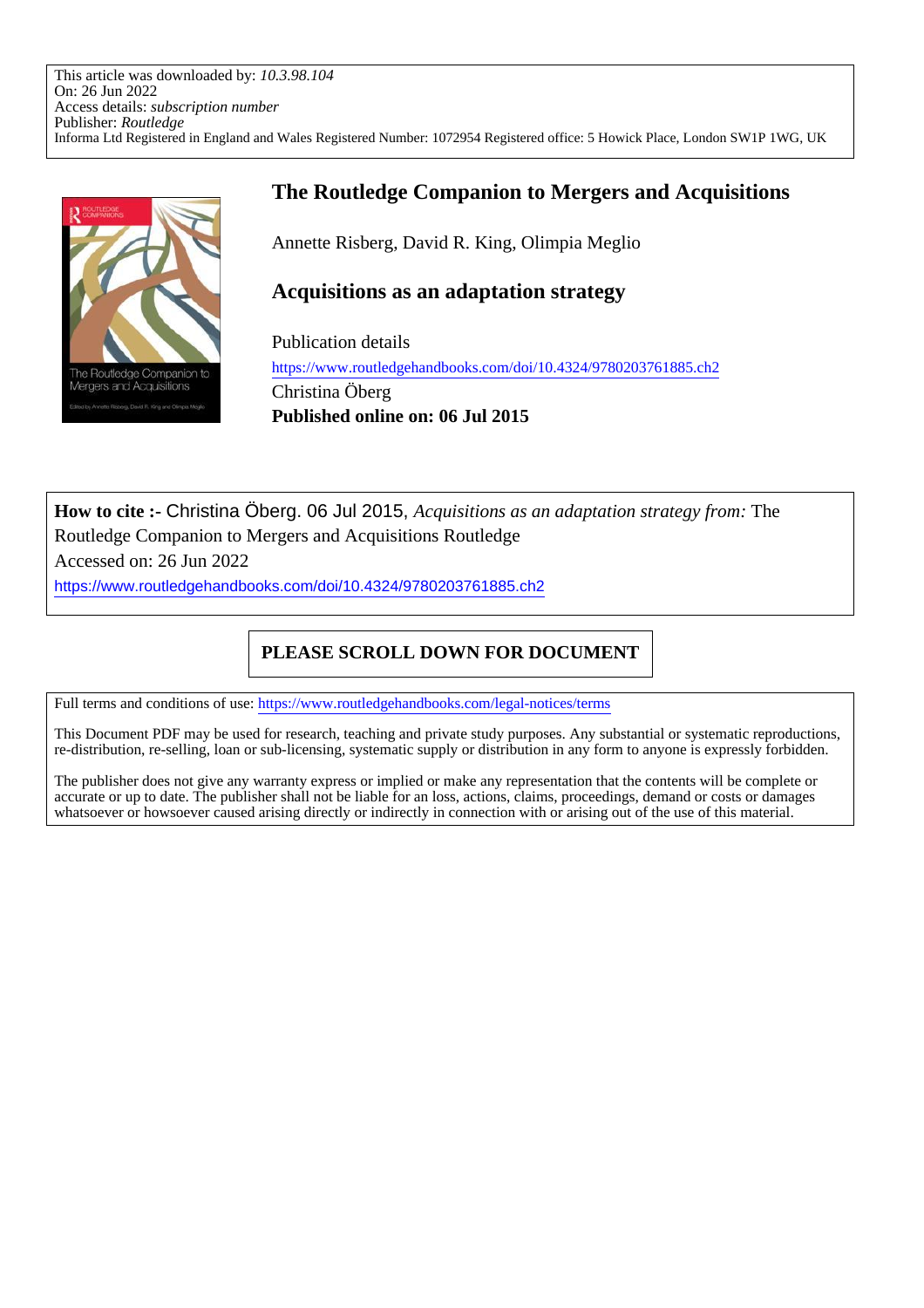This article was downloaded by: *10.3.98.104*
On: 26 Jun 2022
Access details: *subscription number*
Publisher: *Routledge*
Informa Ltd Registered in England and Wales Registered Number: 1072954 Registered office: 5 Howick Place, London SW1P 1WG, UK

# The Routledge Companion to Mergers and Acquisitions

Annette Risberg, David R. King, Olimpia Meglio

## Acquisitions as an adaptation strategy

Publication details
https://www.routledgehandbooks.com/doi/10.4324/9780203761885.ch2
Christina Öberg
**Published online on: 06 Jul 2015**

**How to cite :-** Christina Öberg. 06 Jul 2015, *Acquisitions as an adaptation strategy from:* The Routledge Companion to Mergers and Acquisitions Routledge
Accessed on: 26 Jun 2022
https://www.routledgehandbooks.com/doi/10.4324/9780203761885.ch2

**PLEASE SCROLL DOWN FOR DOCUMENT**

Full terms and conditions of use: https://www.routledgehandbooks.com/legal-notices/terms

This Document PDF may be used for research, teaching and private study purposes. Any substantial or systematic reproductions, re-distribution, re-selling, loan or sub-licensing, systematic supply or distribution in any form to anyone is expressly forbidden.

The publisher does not give any warranty express or implied or make any representation that the contents will be complete or accurate or up to date. The publisher shall not be liable for an loss, actions, claims, proceedings, demand or costs or damages whatsoever or howsoever caused arising directly or indirectly in connection with or arising out of the use of this material.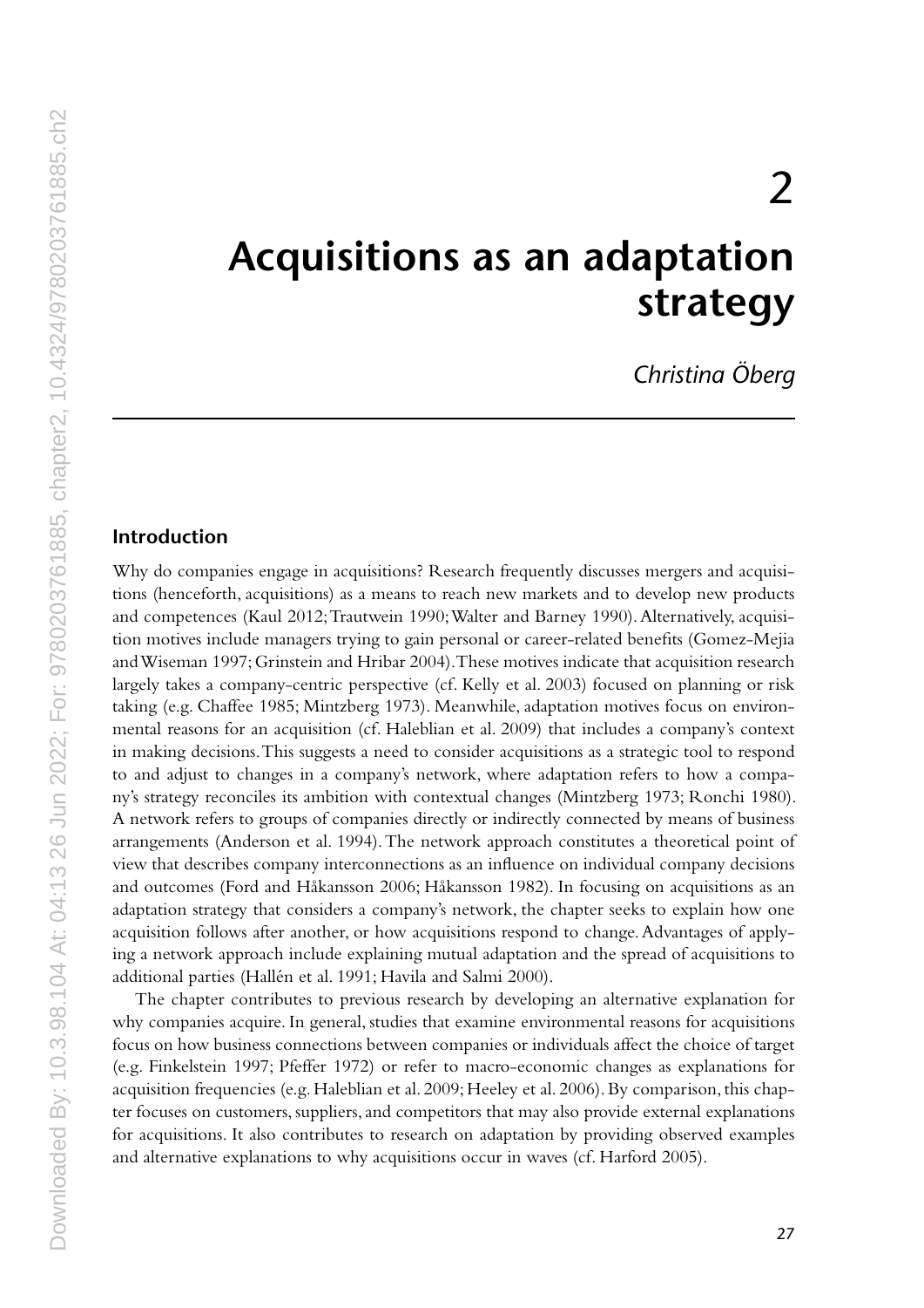# 2

# Acquisitions as an adaptation strategy

*Christina Öberg*

## Introduction

Why do companies engage in acquisitions? Research frequently discusses mergers and acquisitions (henceforth, acquisitions) as a means to reach new markets and to develop new products and competences (Kaul 2012; Trautwein 1990; Walter and Barney 1990). Alternatively, acquisition motives include managers trying to gain personal or career-related benefits (Gomez-Mejia and Wiseman 1997; Grinstein and Hribar 2004). These motives indicate that acquisition research largely takes a company-centric perspective (cf. Kelly et al. 2003) focused on planning or risk taking (e.g. Chaffee 1985; Mintzberg 1973). Meanwhile, adaptation motives focus on environmental reasons for an acquisition (cf. Haleblian et al. 2009) that includes a company's context in making decisions. This suggests a need to consider acquisitions as a strategic tool to respond to and adjust to changes in a company's network, where adaptation refers to how a company's strategy reconciles its ambition with contextual changes (Mintzberg 1973; Ronchi 1980). A network refers to groups of companies directly or indirectly connected by means of business arrangements (Anderson et al. 1994). The network approach constitutes a theoretical point of view that describes company interconnections as an influence on individual company decisions and outcomes (Ford and Håkansson 2006; Håkansson 1982). In focusing on acquisitions as an adaptation strategy that considers a company's network, the chapter seeks to explain how one acquisition follows after another, or how acquisitions respond to change. Advantages of applying a network approach include explaining mutual adaptation and the spread of acquisitions to additional parties (Hallén et al. 1991; Havila and Salmi 2000).

The chapter contributes to previous research by developing an alternative explanation for why companies acquire. In general, studies that examine environmental reasons for acquisitions focus on how business connections between companies or individuals affect the choice of target (e.g. Finkelstein 1997; Pfeffer 1972) or refer to macro-economic changes as explanations for acquisition frequencies (e.g. Haleblian et al. 2009; Heeley et al. 2006). By comparison, this chapter focuses on customers, suppliers, and competitors that may also provide external explanations for acquisitions. It also contributes to research on adaptation by providing observed examples and alternative explanations to why acquisitions occur in waves (cf. Harford 2005).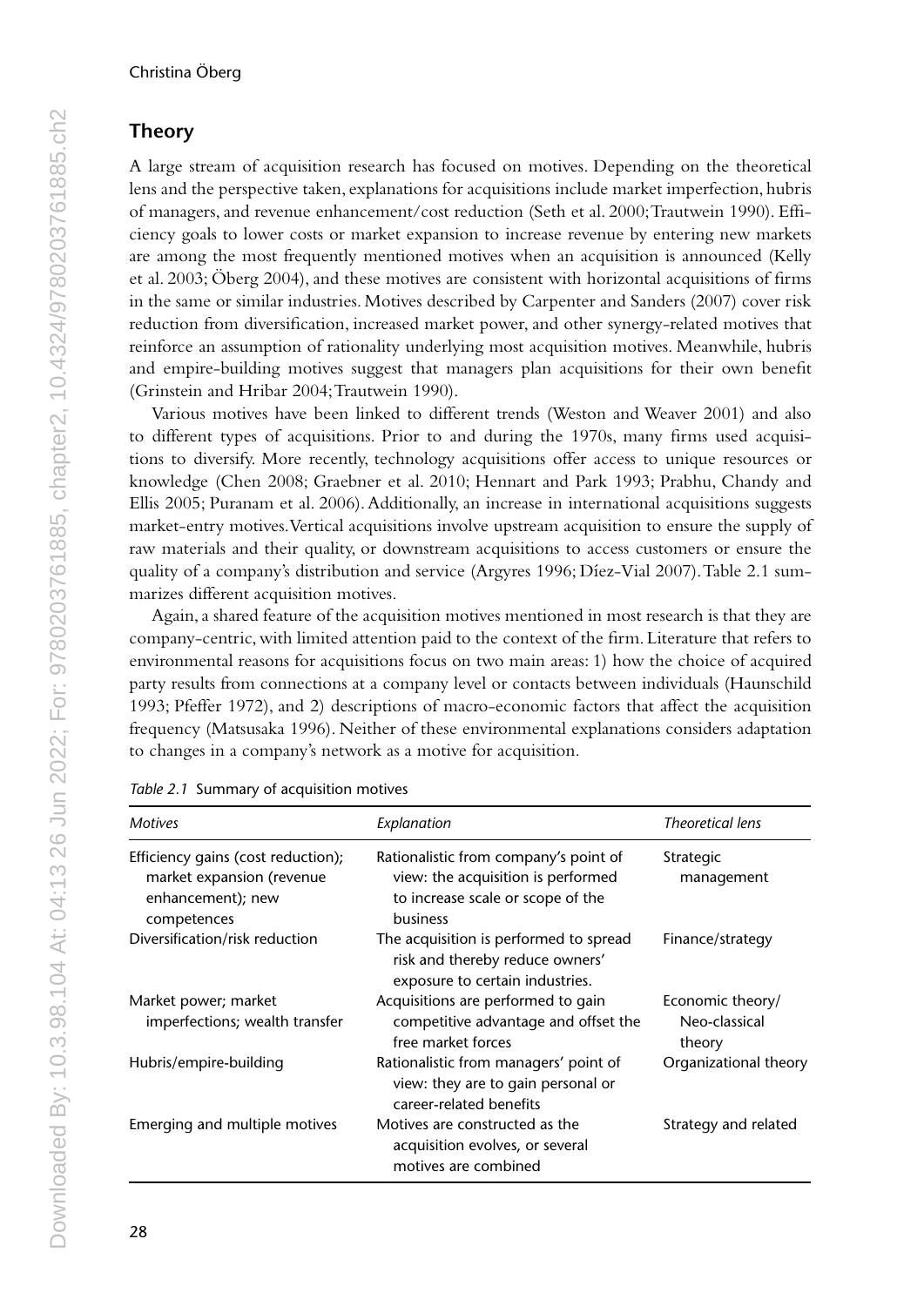## Theory

A large stream of acquisition research has focused on motives. Depending on the theoretical lens and the perspective taken, explanations for acquisitions include market imperfection, hubris of managers, and revenue enhancement/cost reduction (Seth et al. 2000; Trautwein 1990). Efficiency goals to lower costs or market expansion to increase revenue by entering new markets are among the most frequently mentioned motives when an acquisition is announced (Kelly et al. 2003; Öberg 2004), and these motives are consistent with horizontal acquisitions of firms in the same or similar industries. Motives described by Carpenter and Sanders (2007) cover risk reduction from diversification, increased market power, and other synergy-related motives that reinforce an assumption of rationality underlying most acquisition motives. Meanwhile, hubris and empire-building motives suggest that managers plan acquisitions for their own benefit (Grinstein and Hribar 2004; Trautwein 1990).

Various motives have been linked to different trends (Weston and Weaver 2001) and also to different types of acquisitions. Prior to and during the 1970s, many firms used acquisitions to diversify. More recently, technology acquisitions offer access to unique resources or knowledge (Chen 2008; Graebner et al. 2010; Hennart and Park 1993; Prabhu, Chandy and Ellis 2005; Puranam et al. 2006). Additionally, an increase in international acquisitions suggests market-entry motives. Vertical acquisitions involve upstream acquisition to ensure the supply of raw materials and their quality, or downstream acquisitions to access customers or ensure the quality of a company's distribution and service (Argyres 1996; Díez-Vial 2007). Table 2.1 summarizes different acquisition motives.

Again, a shared feature of the acquisition motives mentioned in most research is that they are company-centric, with limited attention paid to the context of the firm. Literature that refers to environmental reasons for acquisitions focus on two main areas: 1) how the choice of acquired party results from connections at a company level or contacts between individuals (Haunschild 1993; Pfeffer 1972), and 2) descriptions of macro-economic factors that affect the acquisition frequency (Matsusaka 1996). Neither of these environmental explanations considers adaptation to changes in a company's network as a motive for acquisition.

*Table 2.1* Summary of acquisition motives

| *Motives* | *Explanation* | *Theoretical lens* |
|---|---|---|
| Efficiency gains (cost reduction); market expansion (revenue enhancement); new competences | Rationalistic from company's point of view: the acquisition is performed to increase scale or scope of the business | Strategic management |
| Diversification/risk reduction | The acquisition is performed to spread risk and thereby reduce owners' exposure to certain industries. | Finance/strategy |
| Market power; market imperfections; wealth transfer | Acquisitions are performed to gain competitive advantage and offset the free market forces | Economic theory/ Neo-classical theory |
| Hubris/empire-building | Rationalistic from managers' point of view: they are to gain personal or career-related benefits | Organizational theory |
| Emerging and multiple motives | Motives are constructed as the acquisition evolves, or several motives are combined | Strategy and related |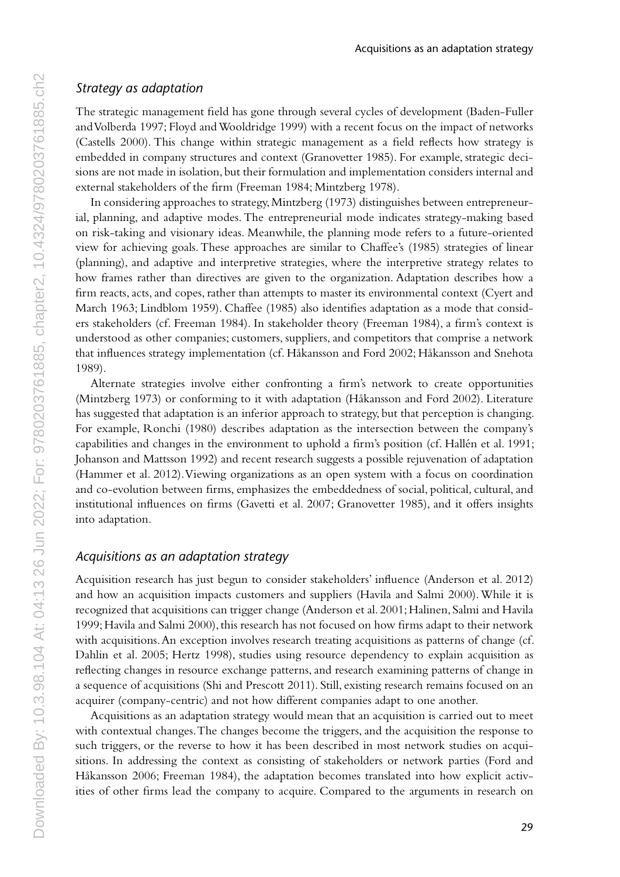### *Strategy as adaptation*

The strategic management field has gone through several cycles of development (Baden-Fuller and Volberda 1997; Floyd and Wooldridge 1999) with a recent focus on the impact of networks (Castells 2000). This change within strategic management as a field reflects how strategy is embedded in company structures and context (Granovetter 1985). For example, strategic decisions are not made in isolation, but their formulation and implementation considers internal and external stakeholders of the firm (Freeman 1984; Mintzberg 1978).

In considering approaches to strategy, Mintzberg (1973) distinguishes between entrepreneurial, planning, and adaptive modes. The entrepreneurial mode indicates strategy-making based on risk-taking and visionary ideas. Meanwhile, the planning mode refers to a future-oriented view for achieving goals. These approaches are similar to Chaffee's (1985) strategies of linear (planning), and adaptive and interpretive strategies, where the interpretive strategy relates to how frames rather than directives are given to the organization. Adaptation describes how a firm reacts, acts, and copes, rather than attempts to master its environmental context (Cyert and March 1963; Lindblom 1959). Chaffee (1985) also identifies adaptation as a mode that considers stakeholders (cf. Freeman 1984). In stakeholder theory (Freeman 1984), a firm's context is understood as other companies; customers, suppliers, and competitors that comprise a network that influences strategy implementation (cf. Håkansson and Ford 2002; Håkansson and Snehota 1989).

Alternate strategies involve either confronting a firm's network to create opportunities (Mintzberg 1973) or conforming to it with adaptation (Håkansson and Ford 2002). Literature has suggested that adaptation is an inferior approach to strategy, but that perception is changing. For example, Ronchi (1980) describes adaptation as the intersection between the company's capabilities and changes in the environment to uphold a firm's position (cf. Hallén et al. 1991; Johanson and Mattsson 1992) and recent research suggests a possible rejuvenation of adaptation (Hammer et al. 2012). Viewing organizations as an open system with a focus on coordination and co-evolution between firms, emphasizes the embeddedness of social, political, cultural, and institutional influences on firms (Gavetti et al. 2007; Granovetter 1985), and it offers insights into adaptation.

### *Acquisitions as an adaptation strategy*

Acquisition research has just begun to consider stakeholders' influence (Anderson et al. 2012) and how an acquisition impacts customers and suppliers (Havila and Salmi 2000). While it is recognized that acquisitions can trigger change (Anderson et al. 2001; Halinen, Salmi and Havila 1999; Havila and Salmi 2000), this research has not focused on how firms adapt to their network with acquisitions. An exception involves research treating acquisitions as patterns of change (cf. Dahlin et al. 2005; Hertz 1998), studies using resource dependency to explain acquisition as reflecting changes in resource exchange patterns, and research examining patterns of change in a sequence of acquisitions (Shi and Prescott 2011). Still, existing research remains focused on an acquirer (company-centric) and not how different companies adapt to one another.

Acquisitions as an adaptation strategy would mean that an acquisition is carried out to meet with contextual changes. The changes become the triggers, and the acquisition the response to such triggers, or the reverse to how it has been described in most network studies on acquisitions. In addressing the context as consisting of stakeholders or network parties (Ford and Håkansson 2006; Freeman 1984), the adaptation becomes translated into how explicit activities of other firms lead the company to acquire. Compared to the arguments in research on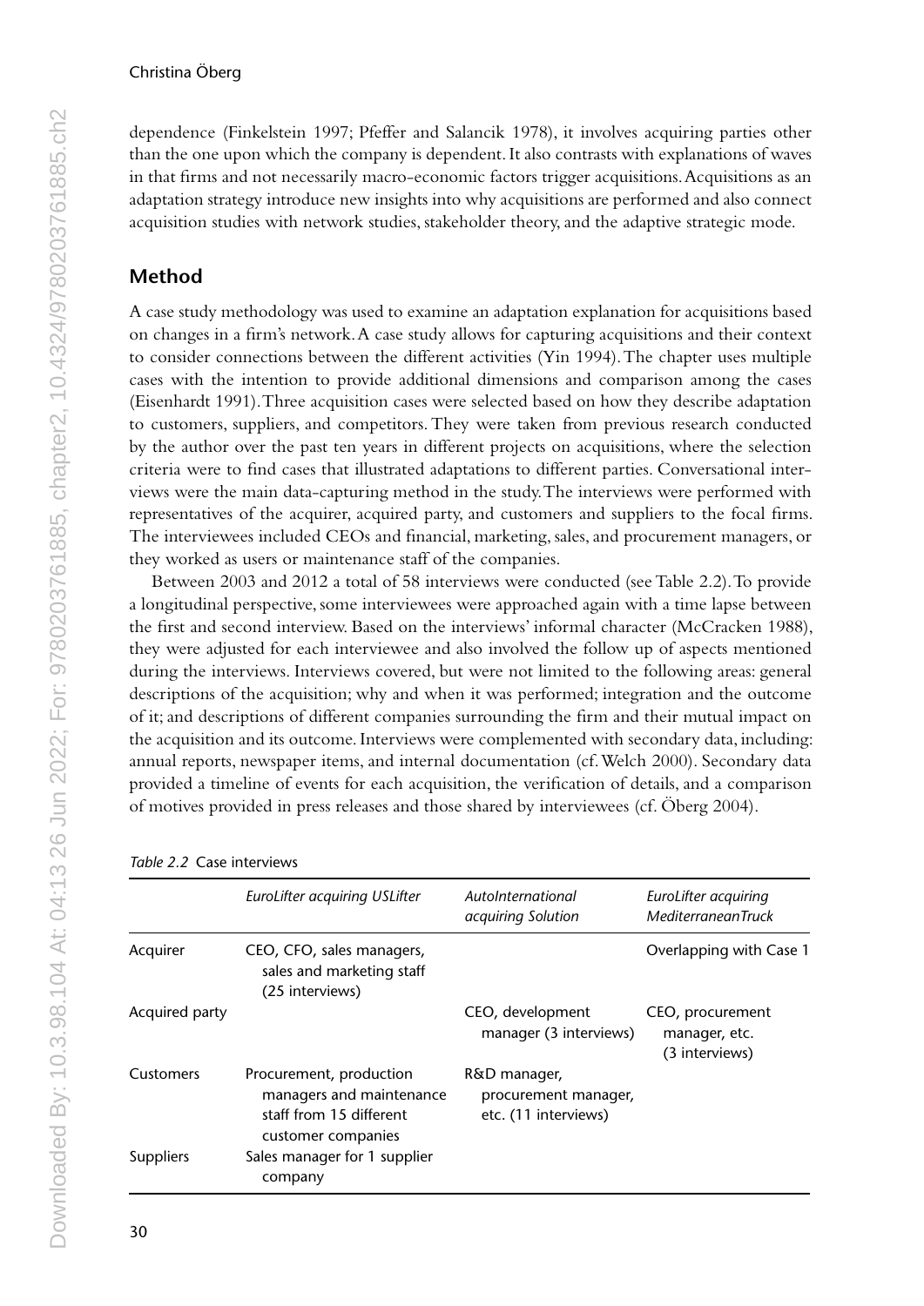dependence (Finkelstein 1997; Pfeffer and Salancik 1978), it involves acquiring parties other than the one upon which the company is dependent. It also contrasts with explanations of waves in that firms and not necessarily macro-economic factors trigger acquisitions. Acquisitions as an adaptation strategy introduce new insights into why acquisitions are performed and also connect acquisition studies with network studies, stakeholder theory, and the adaptive strategic mode.

## Method

A case study methodology was used to examine an adaptation explanation for acquisitions based on changes in a firm's network. A case study allows for capturing acquisitions and their context to consider connections between the different activities (Yin 1994). The chapter uses multiple cases with the intention to provide additional dimensions and comparison among the cases (Eisenhardt 1991). Three acquisition cases were selected based on how they describe adaptation to customers, suppliers, and competitors. They were taken from previous research conducted by the author over the past ten years in different projects on acquisitions, where the selection criteria were to find cases that illustrated adaptations to different parties. Conversational interviews were the main data-capturing method in the study. The interviews were performed with representatives of the acquirer, acquired party, and customers and suppliers to the focal firms. The interviewees included CEOs and financial, marketing, sales, and procurement managers, or they worked as users or maintenance staff of the companies.

Between 2003 and 2012 a total of 58 interviews were conducted (see Table 2.2). To provide a longitudinal perspective, some interviewees were approached again with a time lapse between the first and second interview. Based on the interviews' informal character (McCracken 1988), they were adjusted for each interviewee and also involved the follow up of aspects mentioned during the interviews. Interviews covered, but were not limited to the following areas: general descriptions of the acquisition; why and when it was performed; integration and the outcome of it; and descriptions of different companies surrounding the firm and their mutual impact on the acquisition and its outcome. Interviews were complemented with secondary data, including: annual reports, newspaper items, and internal documentation (cf. Welch 2000). Secondary data provided a timeline of events for each acquisition, the verification of details, and a comparison of motives provided in press releases and those shared by interviewees (cf. Öberg 2004).

*Table 2.2* Case interviews

| | *EuroLifter acquiring USLifter* | *AutoInternational acquiring Solution* | *EuroLifter acquiring MediterraneanTruck* |
|---|---|---|---|
| Acquirer | CEO, CFO, sales managers, sales and marketing staff (25 interviews) | | Overlapping with Case 1 |
| Acquired party | | CEO, development manager (3 interviews) | CEO, procurement manager, etc. (3 interviews) |
| Customers | Procurement, production managers and maintenance staff from 15 different customer companies | R&D manager, procurement manager, etc. (11 interviews) | |
| Suppliers | Sales manager for 1 supplier company | | |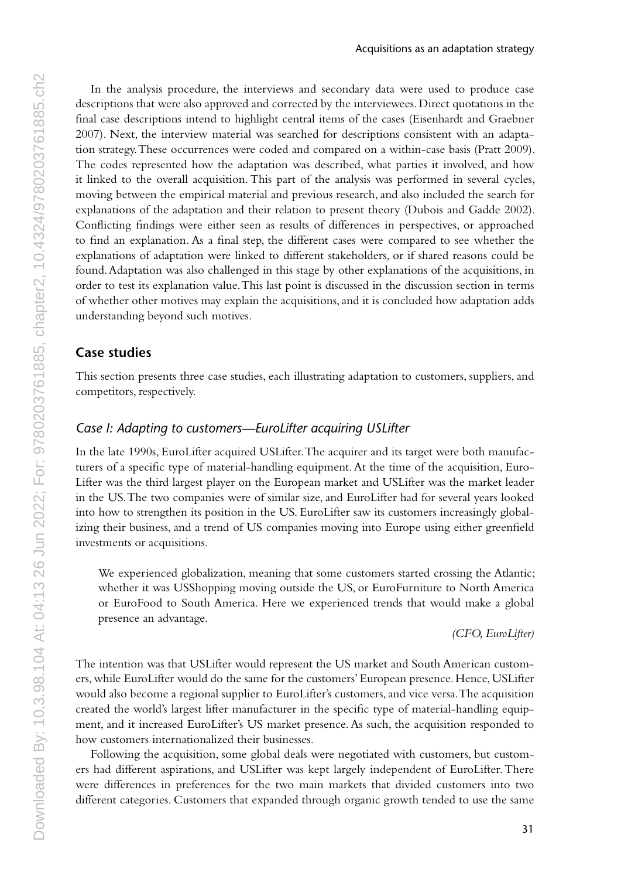In the analysis procedure, the interviews and secondary data were used to produce case descriptions that were also approved and corrected by the interviewees. Direct quotations in the final case descriptions intend to highlight central items of the cases (Eisenhardt and Graebner 2007). Next, the interview material was searched for descriptions consistent with an adaptation strategy. These occurrences were coded and compared on a within-case basis (Pratt 2009). The codes represented how the adaptation was described, what parties it involved, and how it linked to the overall acquisition. This part of the analysis was performed in several cycles, moving between the empirical material and previous research, and also included the search for explanations of the adaptation and their relation to present theory (Dubois and Gadde 2002). Conflicting findings were either seen as results of differences in perspectives, or approached to find an explanation. As a final step, the different cases were compared to see whether the explanations of adaptation were linked to different stakeholders, or if shared reasons could be found. Adaptation was also challenged in this stage by other explanations of the acquisitions, in order to test its explanation value. This last point is discussed in the discussion section in terms of whether other motives may explain the acquisitions, and it is concluded how adaptation adds understanding beyond such motives.

## Case studies

This section presents three case studies, each illustrating adaptation to customers, suppliers, and competitors, respectively.

### *Case I: Adapting to customers—EuroLifter acquiring USLifter*

In the late 1990s, EuroLifter acquired USLifter. The acquirer and its target were both manufacturers of a specific type of material-handling equipment. At the time of the acquisition, EuroLifter was the third largest player on the European market and USLifter was the market leader in the US. The two companies were of similar size, and EuroLifter had for several years looked into how to strengthen its position in the US. EuroLifter saw its customers increasingly globalizing their business, and a trend of US companies moving into Europe using either greenfield investments or acquisitions.

> We experienced globalization, meaning that some customers started crossing the Atlantic; whether it was USShopping moving outside the US, or EuroFurniture to North America or EuroFood to South America. Here we experienced trends that would make a global presence an advantage.
>
> *(CFO, EuroLifter)*

The intention was that USLifter would represent the US market and South American customers, while EuroLifter would do the same for the customers' European presence. Hence, USLifter would also become a regional supplier to EuroLifter's customers, and vice versa. The acquisition created the world's largest lifter manufacturer in the specific type of material-handling equipment, and it increased EuroLifter's US market presence. As such, the acquisition responded to how customers internationalized their businesses.

Following the acquisition, some global deals were negotiated with customers, but customers had different aspirations, and USLifter was kept largely independent of EuroLifter. There were differences in preferences for the two main markets that divided customers into two different categories. Customers that expanded through organic growth tended to use the same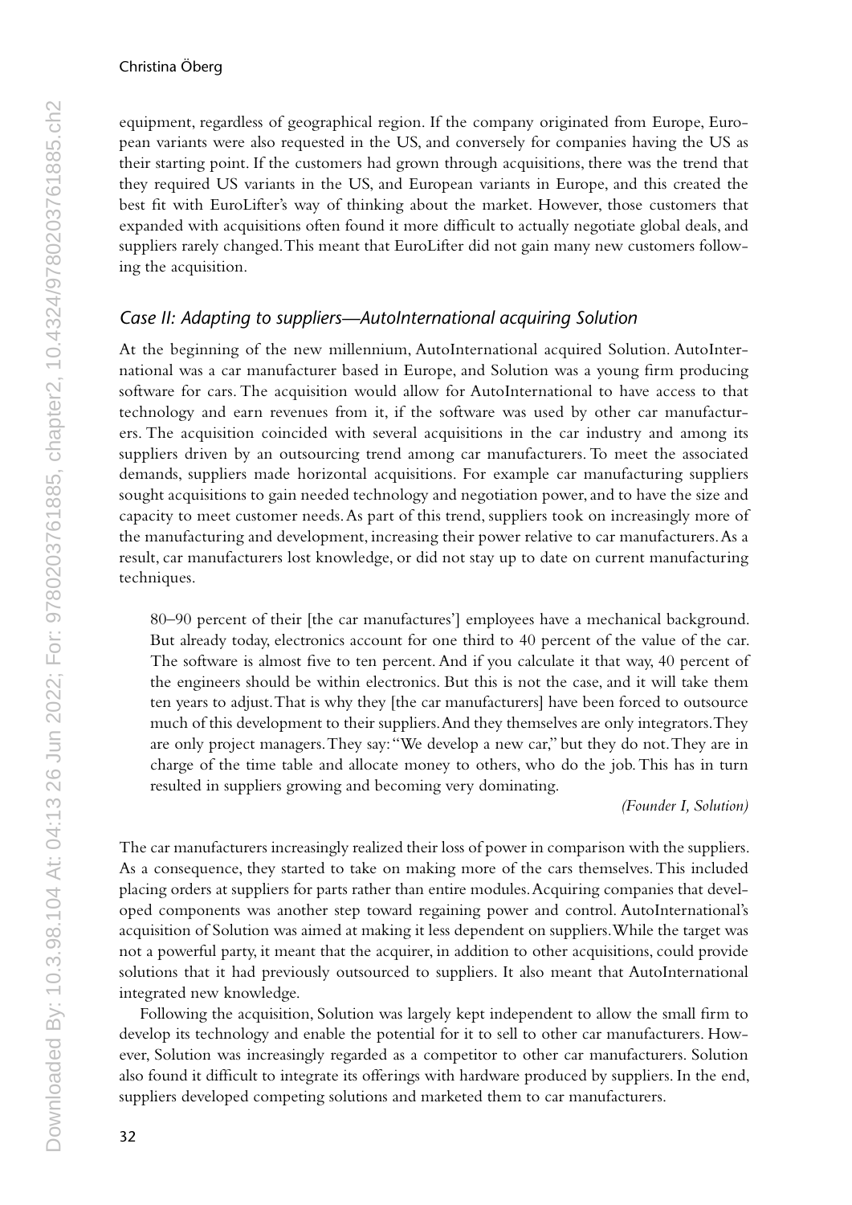equipment, regardless of geographical region. If the company originated from Europe, European variants were also requested in the US, and conversely for companies having the US as their starting point. If the customers had grown through acquisitions, there was the trend that they required US variants in the US, and European variants in Europe, and this created the best fit with EuroLifter's way of thinking about the market. However, those customers that expanded with acquisitions often found it more difficult to actually negotiate global deals, and suppliers rarely changed. This meant that EuroLifter did not gain many new customers following the acquisition.

### *Case II: Adapting to suppliers—AutoInternational acquiring Solution*

At the beginning of the new millennium, AutoInternational acquired Solution. AutoInternational was a car manufacturer based in Europe, and Solution was a young firm producing software for cars. The acquisition would allow for AutoInternational to have access to that technology and earn revenues from it, if the software was used by other car manufacturers. The acquisition coincided with several acquisitions in the car industry and among its suppliers driven by an outsourcing trend among car manufacturers. To meet the associated demands, suppliers made horizontal acquisitions. For example car manufacturing suppliers sought acquisitions to gain needed technology and negotiation power, and to have the size and capacity to meet customer needs. As part of this trend, suppliers took on increasingly more of the manufacturing and development, increasing their power relative to car manufacturers. As a result, car manufacturers lost knowledge, or did not stay up to date on current manufacturing techniques.

> 80–90 percent of their [the car manufactures'] employees have a mechanical background. But already today, electronics account for one third to 40 percent of the value of the car. The software is almost five to ten percent. And if you calculate it that way, 40 percent of the engineers should be within electronics. But this is not the case, and it will take them ten years to adjust. That is why they [the car manufacturers] have been forced to outsource much of this development to their suppliers. And they themselves are only integrators. They are only project managers. They say: "We develop a new car," but they do not. They are in charge of the time table and allocate money to others, who do the job. This has in turn resulted in suppliers growing and becoming very dominating.
>
> *(Founder I, Solution)*

The car manufacturers increasingly realized their loss of power in comparison with the suppliers. As a consequence, they started to take on making more of the cars themselves. This included placing orders at suppliers for parts rather than entire modules. Acquiring companies that developed components was another step toward regaining power and control. AutoInternational's acquisition of Solution was aimed at making it less dependent on suppliers. While the target was not a powerful party, it meant that the acquirer, in addition to other acquisitions, could provide solutions that it had previously outsourced to suppliers. It also meant that AutoInternational integrated new knowledge.

Following the acquisition, Solution was largely kept independent to allow the small firm to develop its technology and enable the potential for it to sell to other car manufacturers. However, Solution was increasingly regarded as a competitor to other car manufacturers. Solution also found it difficult to integrate its offerings with hardware produced by suppliers. In the end, suppliers developed competing solutions and marketed them to car manufacturers.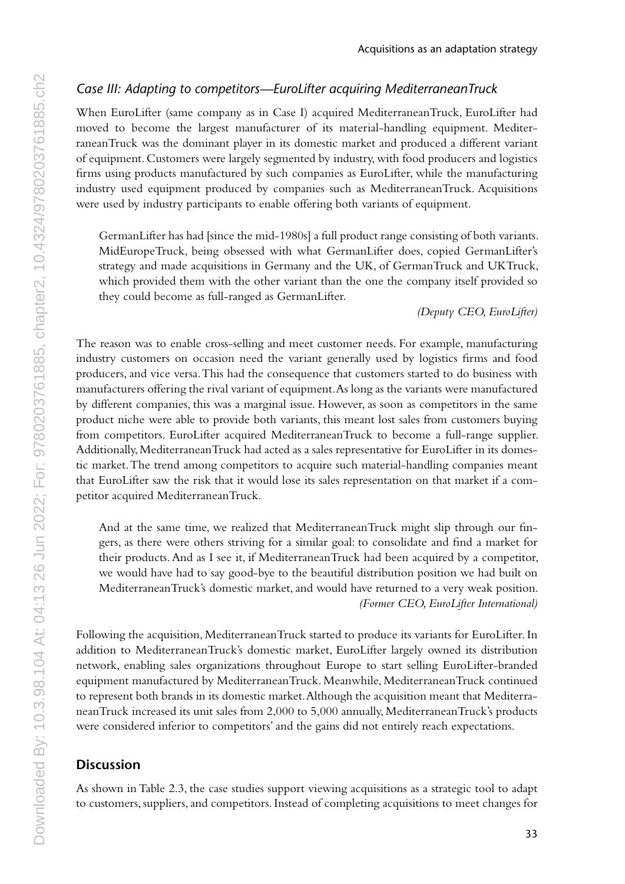### *Case III: Adapting to competitors—EuroLifter acquiring MediterraneanTruck*

When EuroLifter (same company as in Case I) acquired MediterraneanTruck, EuroLifter had moved to become the largest manufacturer of its material-handling equipment. MediterraneanTruck was the dominant player in its domestic market and produced a different variant of equipment. Customers were largely segmented by industry, with food producers and logistics firms using products manufactured by such companies as EuroLifter, while the manufacturing industry used equipment produced by companies such as MediterraneanTruck. Acquisitions were used by industry participants to enable offering both variants of equipment.

> GermanLifter has had [since the mid-1980s] a full product range consisting of both variants. MidEuropeTruck, being obsessed with what GermanLifter does, copied GermanLifter's strategy and made acquisitions in Germany and the UK, of GermanTruck and UKTruck, which provided them with the other variant than the one the company itself provided so they could become as full-ranged as GermanLifter.
>
> *(Deputy CEO, EuroLifter)*

The reason was to enable cross-selling and meet customer needs. For example, manufacturing industry customers on occasion need the variant generally used by logistics firms and food producers, and vice versa. This had the consequence that customers started to do business with manufacturers offering the rival variant of equipment. As long as the variants were manufactured by different companies, this was a marginal issue. However, as soon as competitors in the same product niche were able to provide both variants, this meant lost sales from customers buying from competitors. EuroLifter acquired MediterraneanTruck to become a full-range supplier. Additionally, MediterraneanTruck had acted as a sales representative for EuroLifter in its domestic market. The trend among competitors to acquire such material-handling companies meant that EuroLifter saw the risk that it would lose its sales representation on that market if a competitor acquired MediterraneanTruck.

> And at the same time, we realized that MediterraneanTruck might slip through our fingers, as there were others striving for a similar goal: to consolidate and find a market for their products. And as I see it, if MediterraneanTruck had been acquired by a competitor, we would have had to say good-bye to the beautiful distribution position we had built on MediterraneanTruck's domestic market, and would have returned to a very weak position.
>
> *(Former CEO, EuroLifter International)*

Following the acquisition, MediterraneanTruck started to produce its variants for EuroLifter. In addition to MediterraneanTruck's domestic market, EuroLifter largely owned its distribution network, enabling sales organizations throughout Europe to start selling EuroLifter-branded equipment manufactured by MediterraneanTruck. Meanwhile, MediterraneanTruck continued to represent both brands in its domestic market. Although the acquisition meant that MediterraneanTruck increased its unit sales from 2,000 to 5,000 annually, MediterraneanTruck's products were considered inferior to competitors' and the gains did not entirely reach expectations.

## Discussion

As shown in Table 2.3, the case studies support viewing acquisitions as a strategic tool to adapt to customers, suppliers, and competitors. Instead of completing acquisitions to meet changes for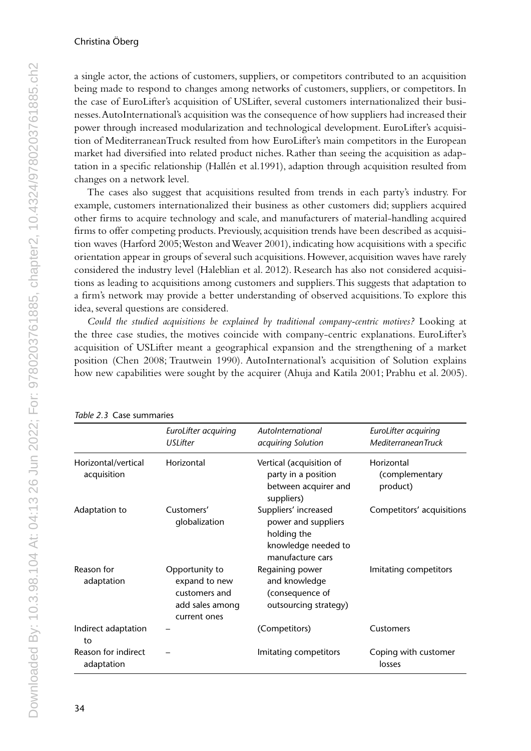a single actor, the actions of customers, suppliers, or competitors contributed to an acquisition being made to respond to changes among networks of customers, suppliers, or competitors. In the case of EuroLifter's acquisition of USLifter, several customers internationalized their businesses. AutoInternational's acquisition was the consequence of how suppliers had increased their power through increased modularization and technological development. EuroLifter's acquisition of MediterraneanTruck resulted from how EuroLifter's main competitors in the European market had diversified into related product niches. Rather than seeing the acquisition as adaptation in a specific relationship (Hallén et al.1991), adaption through acquisition resulted from changes on a network level.

The cases also suggest that acquisitions resulted from trends in each party's industry. For example, customers internationalized their business as other customers did; suppliers acquired other firms to acquire technology and scale, and manufacturers of material-handling acquired firms to offer competing products. Previously, acquisition trends have been described as acquisition waves (Harford 2005; Weston and Weaver 2001), indicating how acquisitions with a specific orientation appear in groups of several such acquisitions. However, acquisition waves have rarely considered the industry level (Haleblian et al. 2012). Research has also not considered acquisitions as leading to acquisitions among customers and suppliers. This suggests that adaptation to a firm's network may provide a better understanding of observed acquisitions. To explore this idea, several questions are considered.

*Could the studied acquisitions be explained by traditional company-centric motives?* Looking at the three case studies, the motives coincide with company-centric explanations. EuroLifter's acquisition of USLifter meant a geographical expansion and the strengthening of a market position (Chen 2008; Trautwein 1990). AutoInternational's acquisition of Solution explains how new capabilities were sought by the acquirer (Ahuja and Katila 2001; Prabhu et al. 2005).

*Table 2.3* Case summaries

| | *EuroLifter acquiring USLifter* | *AutoInternational acquiring Solution* | *EuroLifter acquiring MediterraneanTruck* |
|---|---|---|---|
| Horizontal/vertical acquisition | Horizontal | Vertical (acquisition of party in a position between acquirer and suppliers) | Horizontal (complementary product) |
| Adaptation to | Customers' globalization | Suppliers' increased power and suppliers holding the knowledge needed to manufacture cars | Competitors' acquisitions |
| Reason for adaptation | Opportunity to expand to new customers and add sales among current ones | Regaining power and knowledge (consequence of outsourcing strategy) | Imitating competitors |
| Indirect adaptation to | – | (Competitors) | Customers |
| Reason for indirect adaptation | – | Imitating competitors | Coping with customer losses |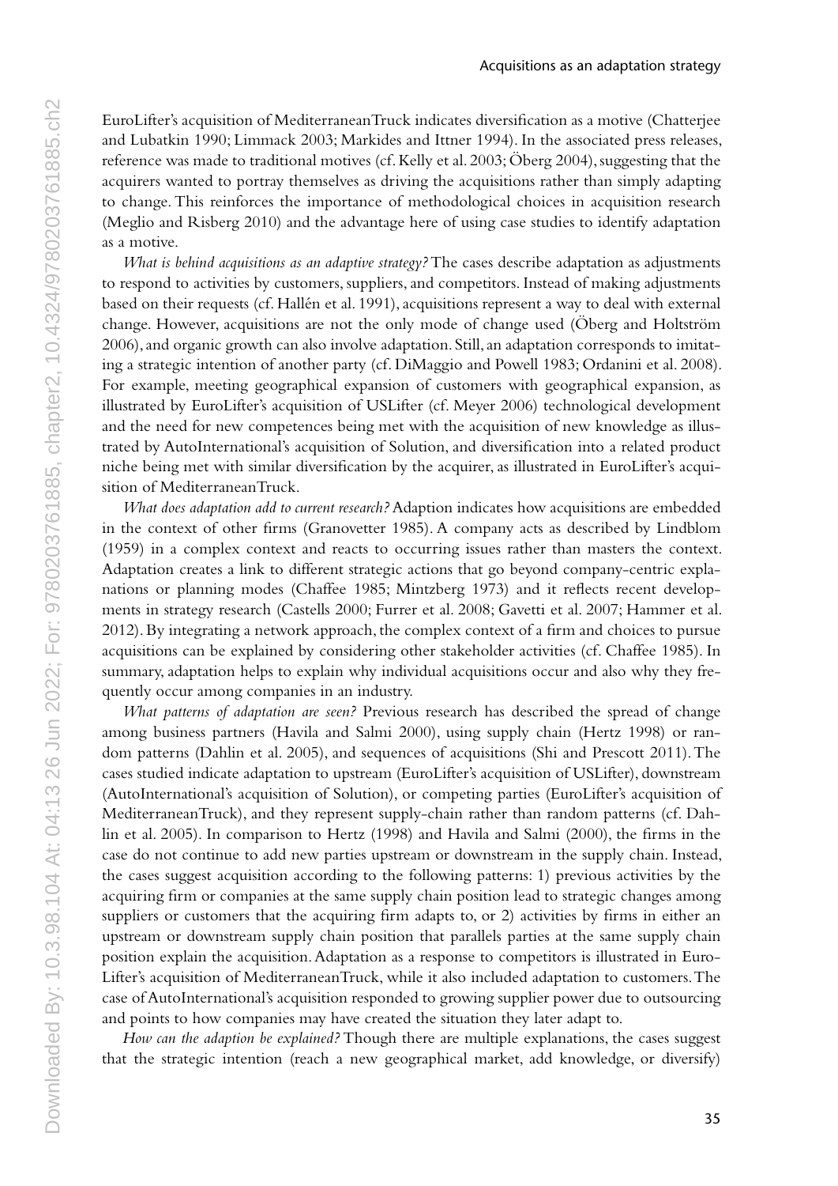EuroLifter's acquisition of MediterraneanTruck indicates diversification as a motive (Chatterjee and Lubatkin 1990; Limmack 2003; Markides and Ittner 1994). In the associated press releases, reference was made to traditional motives (cf. Kelly et al. 2003; Öberg 2004), suggesting that the acquirers wanted to portray themselves as driving the acquisitions rather than simply adapting to change. This reinforces the importance of methodological choices in acquisition research (Meglio and Risberg 2010) and the advantage here of using case studies to identify adaptation as a motive.

*What is behind acquisitions as an adaptive strategy?* The cases describe adaptation as adjustments to respond to activities by customers, suppliers, and competitors. Instead of making adjustments based on their requests (cf. Hallén et al. 1991), acquisitions represent a way to deal with external change. However, acquisitions are not the only mode of change used (Öberg and Holtström 2006), and organic growth can also involve adaptation. Still, an adaptation corresponds to imitating a strategic intention of another party (cf. DiMaggio and Powell 1983; Ordanini et al. 2008). For example, meeting geographical expansion of customers with geographical expansion, as illustrated by EuroLifter's acquisition of USLifter (cf. Meyer 2006) technological development and the need for new competences being met with the acquisition of new knowledge as illustrated by AutoInternational's acquisition of Solution, and diversification into a related product niche being met with similar diversification by the acquirer, as illustrated in EuroLifter's acquisition of MediterraneanTruck.

*What does adaptation add to current research?* Adaption indicates how acquisitions are embedded in the context of other firms (Granovetter 1985). A company acts as described by Lindblom (1959) in a complex context and reacts to occurring issues rather than masters the context. Adaptation creates a link to different strategic actions that go beyond company-centric explanations or planning modes (Chaffee 1985; Mintzberg 1973) and it reflects recent developments in strategy research (Castells 2000; Furrer et al. 2008; Gavetti et al. 2007; Hammer et al. 2012). By integrating a network approach, the complex context of a firm and choices to pursue acquisitions can be explained by considering other stakeholder activities (cf. Chaffee 1985). In summary, adaptation helps to explain why individual acquisitions occur and also why they frequently occur among companies in an industry.

*What patterns of adaptation are seen?* Previous research has described the spread of change among business partners (Havila and Salmi 2000), using supply chain (Hertz 1998) or random patterns (Dahlin et al. 2005), and sequences of acquisitions (Shi and Prescott 2011). The cases studied indicate adaptation to upstream (EuroLifter's acquisition of USLifter), downstream (AutoInternational's acquisition of Solution), or competing parties (EuroLifter's acquisition of MediterraneanTruck), and they represent supply-chain rather than random patterns (cf. Dahlin et al. 2005). In comparison to Hertz (1998) and Havila and Salmi (2000), the firms in the case do not continue to add new parties upstream or downstream in the supply chain. Instead, the cases suggest acquisition according to the following patterns: 1) previous activities by the acquiring firm or companies at the same supply chain position lead to strategic changes among suppliers or customers that the acquiring firm adapts to, or 2) activities by firms in either an upstream or downstream supply chain position that parallels parties at the same supply chain position explain the acquisition. Adaptation as a response to competitors is illustrated in EuroLifter's acquisition of MediterraneanTruck, while it also included adaptation to customers. The case of AutoInternational's acquisition responded to growing supplier power due to outsourcing and points to how companies may have created the situation they later adapt to.

*How can the adaption be explained?* Though there are multiple explanations, the cases suggest that the strategic intention (reach a new geographical market, add knowledge, or diversify)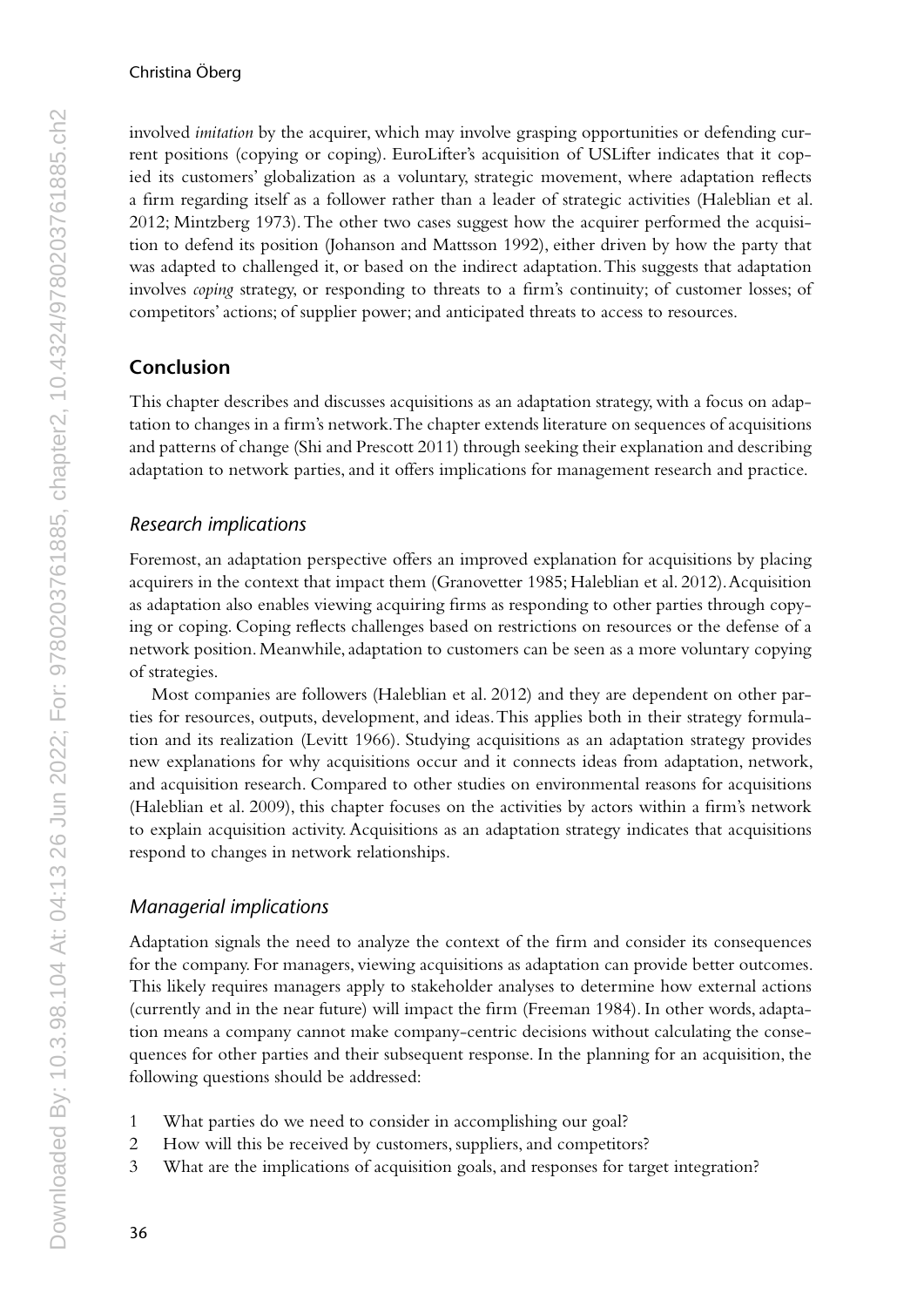involved *imitation* by the acquirer, which may involve grasping opportunities or defending current positions (copying or coping). EuroLifter's acquisition of USLifter indicates that it copied its customers' globalization as a voluntary, strategic movement, where adaptation reflects a firm regarding itself as a follower rather than a leader of strategic activities (Haleblian et al. 2012; Mintzberg 1973). The other two cases suggest how the acquirer performed the acquisition to defend its position (Johanson and Mattsson 1992), either driven by how the party that was adapted to challenged it, or based on the indirect adaptation. This suggests that adaptation involves *coping* strategy, or responding to threats to a firm's continuity; of customer losses; of competitors' actions; of supplier power; and anticipated threats to access to resources.

## Conclusion

This chapter describes and discusses acquisitions as an adaptation strategy, with a focus on adaptation to changes in a firm's network. The chapter extends literature on sequences of acquisitions and patterns of change (Shi and Prescott 2011) through seeking their explanation and describing adaptation to network parties, and it offers implications for management research and practice.

### *Research implications*

Foremost, an adaptation perspective offers an improved explanation for acquisitions by placing acquirers in the context that impact them (Granovetter 1985; Haleblian et al. 2012). Acquisition as adaptation also enables viewing acquiring firms as responding to other parties through copying or coping. Coping reflects challenges based on restrictions on resources or the defense of a network position. Meanwhile, adaptation to customers can be seen as a more voluntary copying of strategies.

Most companies are followers (Haleblian et al. 2012) and they are dependent on other parties for resources, outputs, development, and ideas. This applies both in their strategy formulation and its realization (Levitt 1966). Studying acquisitions as an adaptation strategy provides new explanations for why acquisitions occur and it connects ideas from adaptation, network, and acquisition research. Compared to other studies on environmental reasons for acquisitions (Haleblian et al. 2009), this chapter focuses on the activities by actors within a firm's network to explain acquisition activity. Acquisitions as an adaptation strategy indicates that acquisitions respond to changes in network relationships.

### *Managerial implications*

Adaptation signals the need to analyze the context of the firm and consider its consequences for the company. For managers, viewing acquisitions as adaptation can provide better outcomes. This likely requires managers apply to stakeholder analyses to determine how external actions (currently and in the near future) will impact the firm (Freeman 1984). In other words, adaptation means a company cannot make company-centric decisions without calculating the consequences for other parties and their subsequent response. In the planning for an acquisition, the following questions should be addressed:

1. What parties do we need to consider in accomplishing our goal?
2. How will this be received by customers, suppliers, and competitors?
3. What are the implications of acquisition goals, and responses for target integration?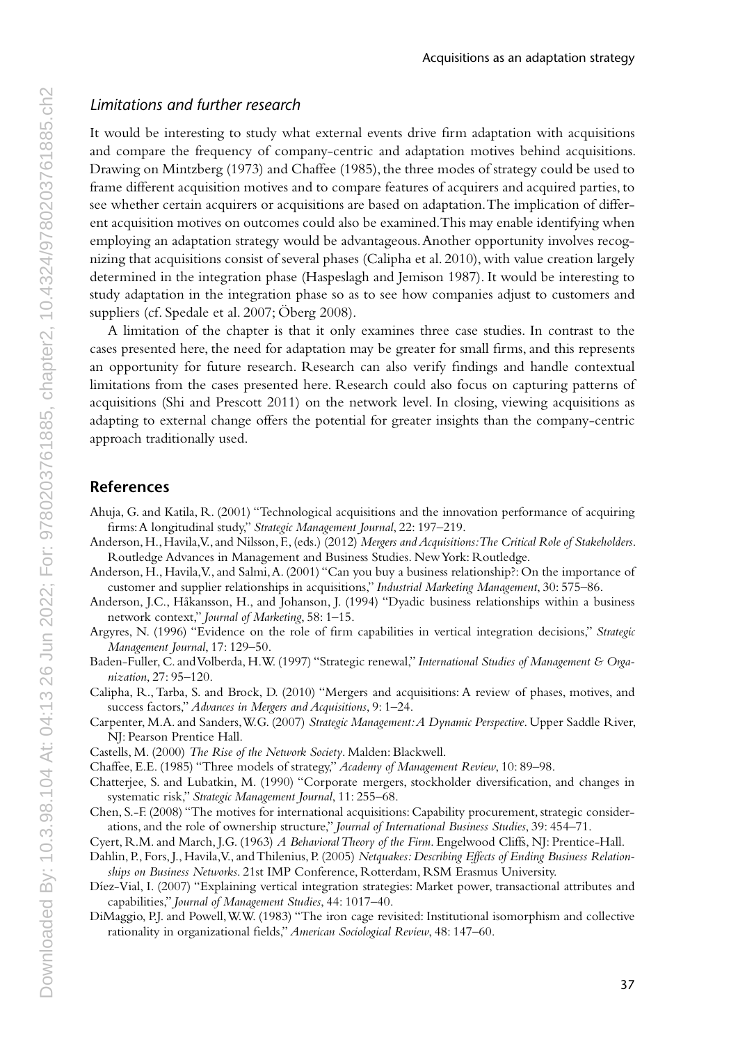### *Limitations and further research*

It would be interesting to study what external events drive firm adaptation with acquisitions and compare the frequency of company-centric and adaptation motives behind acquisitions. Drawing on Mintzberg (1973) and Chaffee (1985), the three modes of strategy could be used to frame different acquisition motives and to compare features of acquirers and acquired parties, to see whether certain acquirers or acquisitions are based on adaptation. The implication of different acquisition motives on outcomes could also be examined. This may enable identifying when employing an adaptation strategy would be advantageous. Another opportunity involves recognizing that acquisitions consist of several phases (Calipha et al. 2010), with value creation largely determined in the integration phase (Haspeslagh and Jemison 1987). It would be interesting to study adaptation in the integration phase so as to see how companies adjust to customers and suppliers (cf. Spedale et al. 2007; Öberg 2008).

A limitation of the chapter is that it only examines three case studies. In contrast to the cases presented here, the need for adaptation may be greater for small firms, and this represents an opportunity for future research. Research can also verify findings and handle contextual limitations from the cases presented here. Research could also focus on capturing patterns of acquisitions (Shi and Prescott 2011) on the network level. In closing, viewing acquisitions as adapting to external change offers the potential for greater insights than the company-centric approach traditionally used.

## References

Ahuja, G. and Katila, R. (2001) "Technological acquisitions and the innovation performance of acquiring firms: A longitudinal study," *Strategic Management Journal*, 22: 197–219.

Anderson, H., Havila, V., and Nilsson, F., (eds.) (2012) *Mergers and Acquisitions: The Critical Role of Stakeholders*. Routledge Advances in Management and Business Studies. New York: Routledge.

Anderson, H., Havila, V., and Salmi, A. (2001) "Can you buy a business relationship?: On the importance of customer and supplier relationships in acquisitions," *Industrial Marketing Management*, 30: 575–86.

Anderson, J.C., Håkansson, H., and Johanson, J. (1994) "Dyadic business relationships within a business network context," *Journal of Marketing*, 58: 1–15.

Argyres, N. (1996) "Evidence on the role of firm capabilities in vertical integration decisions," *Strategic Management Journal*, 17: 129–50.

Baden-Fuller, C. and Volberda, H.W. (1997) "Strategic renewal," *International Studies of Management & Organization*, 27: 95–120.

Calipha, R., Tarba, S. and Brock, D. (2010) "Mergers and acquisitions: A review of phases, motives, and success factors," *Advances in Mergers and Acquisitions*, 9: 1–24.

Carpenter, M.A. and Sanders, W.G. (2007) *Strategic Management: A Dynamic Perspective*. Upper Saddle River, NJ: Pearson Prentice Hall.

Castells, M. (2000) *The Rise of the Network Society*. Malden: Blackwell.

Chaffee, E.E. (1985) "Three models of strategy," *Academy of Management Review*, 10: 89–98.

Chatterjee, S. and Lubatkin, M. (1990) "Corporate mergers, stockholder diversification, and changes in systematic risk," *Strategic Management Journal*, 11: 255–68.

Chen, S.-F. (2008) "The motives for international acquisitions: Capability procurement, strategic considerations, and the role of ownership structure," *Journal of International Business Studies*, 39: 454–71.

Cyert, R.M. and March, J.G. (1963) *A Behavioral Theory of the Firm*. Engelwood Cliffs, NJ: Prentice-Hall.

Dahlin, P., Fors, J., Havila, V., and Thilenius, P. (2005) *Netquakes: Describing Effects of Ending Business Relationships on Business Networks*. 21st IMP Conference, Rotterdam, RSM Erasmus University.

Díez-Vial, I. (2007) "Explaining vertical integration strategies: Market power, transactional attributes and capabilities," *Journal of Management Studies*, 44: 1017–40.

DiMaggio, P.J. and Powell, W.W. (1983) "The iron cage revisited: Institutional isomorphism and collective rationality in organizational fields," *American Sociological Review*, 48: 147–60.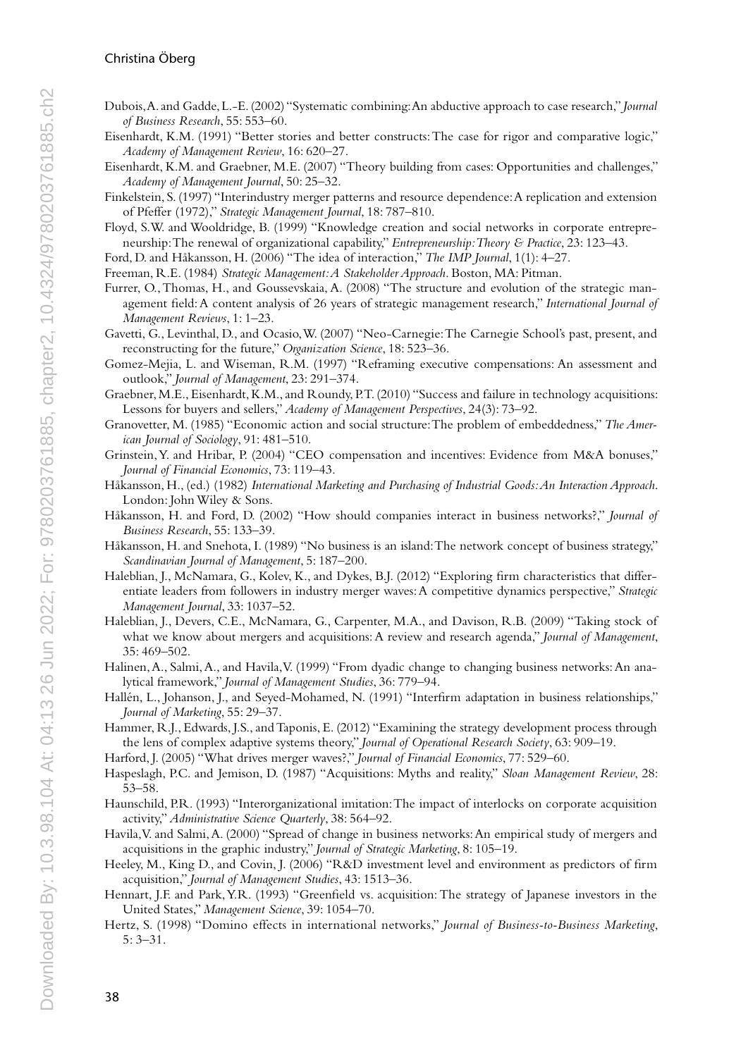Dubois, A. and Gadde, L.-E. (2002) "Systematic combining: An abductive approach to case research," *Journal of Business Research*, 55: 553–60.

Eisenhardt, K.M. (1991) "Better stories and better constructs: The case for rigor and comparative logic," *Academy of Management Review*, 16: 620–27.

Eisenhardt, K.M. and Graebner, M.E. (2007) "Theory building from cases: Opportunities and challenges," *Academy of Management Journal*, 50: 25–32.

Finkelstein, S. (1997) "Interindustry merger patterns and resource dependence: A replication and extension of Pfeffer (1972)," *Strategic Management Journal*, 18: 787–810.

Floyd, S.W. and Wooldridge, B. (1999) "Knowledge creation and social networks in corporate entrepreneurship: The renewal of organizational capability," *Entrepreneurship: Theory & Practice*, 23: 123–43.

Ford, D. and Håkansson, H. (2006) "The idea of interaction," *The IMP Journal*, 1(1): 4–27.

Freeman, R.E. (1984) *Strategic Management: A Stakeholder Approach*. Boston, MA: Pitman.

Furrer, O., Thomas, H., and Goussevskaia, A. (2008) "The structure and evolution of the strategic management field: A content analysis of 26 years of strategic management research," *International Journal of Management Reviews*, 1: 1–23.

Gavetti, G., Levinthal, D., and Ocasio, W. (2007) "Neo-Carnegie: The Carnegie School's past, present, and reconstructing for the future," *Organization Science*, 18: 523–36.

Gomez-Mejia, L. and Wiseman, R.M. (1997) "Reframing executive compensations: An assessment and outlook," *Journal of Management*, 23: 291–374.

Graebner, M.E., Eisenhardt, K.M., and Roundy, P.T. (2010) "Success and failure in technology acquisitions: Lessons for buyers and sellers," *Academy of Management Perspectives*, 24(3): 73–92.

Granovetter, M. (1985) "Economic action and social structure: The problem of embeddedness," *The American Journal of Sociology*, 91: 481–510.

Grinstein, Y. and Hribar, P. (2004) "CEO compensation and incentives: Evidence from M&A bonuses," *Journal of Financial Economics*, 73: 119–43.

Håkansson, H., (ed.) (1982) *International Marketing and Purchasing of Industrial Goods: An Interaction Approach*. London: John Wiley & Sons.

Håkansson, H. and Ford, D. (2002) "How should companies interact in business networks?," *Journal of Business Research*, 55: 133–39.

Håkansson, H. and Snehota, I. (1989) "No business is an island: The network concept of business strategy," *Scandinavian Journal of Management*, 5: 187–200.

Haleblian, J., McNamara, G., Kolev, K., and Dykes, B.J. (2012) "Exploring firm characteristics that differentiate leaders from followers in industry merger waves: A competitive dynamics perspective," *Strategic Management Journal*, 33: 1037–52.

Haleblian, J., Devers, C.E., McNamara, G., Carpenter, M.A., and Davison, R.B. (2009) "Taking stock of what we know about mergers and acquisitions: A review and research agenda," *Journal of Management*, 35: 469–502.

Halinen, A., Salmi, A., and Havila, V. (1999) "From dyadic change to changing business networks: An analytical framework," *Journal of Management Studies*, 36: 779–94.

Hallén, L., Johanson, J., and Seyed-Mohamed, N. (1991) "Interfirm adaptation in business relationships," *Journal of Marketing*, 55: 29–37.

Hammer, R.J., Edwards, J.S., and Taponis, E. (2012) "Examining the strategy development process through the lens of complex adaptive systems theory," *Journal of Operational Research Society*, 63: 909–19.

Harford, J. (2005) "What drives merger waves?," *Journal of Financial Economics*, 77: 529–60.

Haspeslagh, P.C. and Jemison, D. (1987) "Acquisitions: Myths and reality," *Sloan Management Review*, 28: 53–58.

Haunschild, P.R. (1993) "Interorganizational imitation: The impact of interlocks on corporate acquisition activity," *Administrative Science Quarterly*, 38: 564–92.

Havila, V. and Salmi, A. (2000) "Spread of change in business networks: An empirical study of mergers and acquisitions in the graphic industry," *Journal of Strategic Marketing*, 8: 105–19.

Heeley, M., King D., and Covin, J. (2006) "R&D investment level and environment as predictors of firm acquisition," *Journal of Management Studies*, 43: 1513–36.

Hennart, J.F. and Park, Y.R. (1993) "Greenfield vs. acquisition: The strategy of Japanese investors in the United States," *Management Science*, 39: 1054–70.

Hertz, S. (1998) "Domino effects in international networks," *Journal of Business-to-Business Marketing*, 5: 3–31.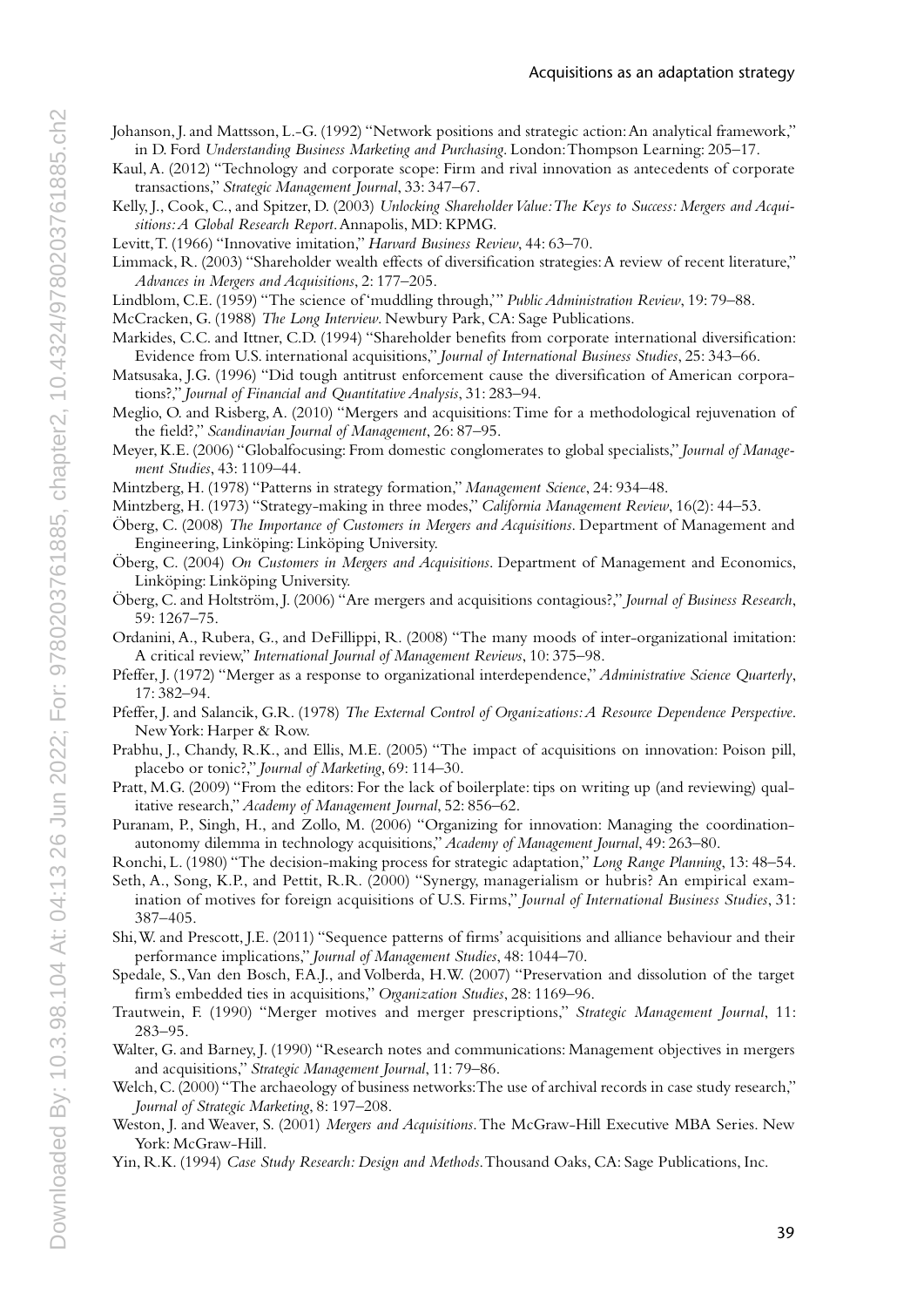Johanson, J. and Mattsson, L.-G. (1992) "Network positions and strategic action: An analytical framework," in D. Ford *Understanding Business Marketing and Purchasing*. London: Thompson Learning: 205–17.

Kaul, A. (2012) "Technology and corporate scope: Firm and rival innovation as antecedents of corporate transactions," *Strategic Management Journal*, 33: 347–67.

Kelly, J., Cook, C., and Spitzer, D. (2003) *Unlocking Shareholder Value: The Keys to Success: Mergers and Acquisitions: A Global Research Report*. Annapolis, MD: KPMG.

Levitt, T. (1966) "Innovative imitation," *Harvard Business Review*, 44: 63–70.

Limmack, R. (2003) "Shareholder wealth effects of diversification strategies: A review of recent literature," *Advances in Mergers and Acquisitions*, 2: 177–205.

Lindblom, C.E. (1959) "The science of 'muddling through,'" *Public Administration Review*, 19: 79–88.

McCracken, G. (1988) *The Long Interview*. Newbury Park, CA: Sage Publications.

Markides, C.C. and Ittner, C.D. (1994) "Shareholder benefits from corporate international diversification: Evidence from U.S. international acquisitions," *Journal of International Business Studies*, 25: 343–66.

Matsusaka, J.G. (1996) "Did tough antitrust enforcement cause the diversification of American corporations?," *Journal of Financial and Quantitative Analysis*, 31: 283–94.

Meglio, O. and Risberg, A. (2010) "Mergers and acquisitions: Time for a methodological rejuvenation of the field?," *Scandinavian Journal of Management*, 26: 87–95.

Meyer, K.E. (2006) "Globalfocusing: From domestic conglomerates to global specialists," *Journal of Management Studies*, 43: 1109–44.

Mintzberg, H. (1978) "Patterns in strategy formation," *Management Science*, 24: 934–48.

Mintzberg, H. (1973) "Strategy-making in three modes," *California Management Review*, 16(2): 44–53.

Öberg, C. (2008) *The Importance of Customers in Mergers and Acquisitions*. Department of Management and Engineering, Linköping: Linköping University.

Öberg, C. (2004) *On Customers in Mergers and Acquisitions*. Department of Management and Economics, Linköping: Linköping University.

Öberg, C. and Holtström, J. (2006) "Are mergers and acquisitions contagious?," *Journal of Business Research*, 59: 1267–75.

Ordanini, A., Rubera, G., and DeFillippi, R. (2008) "The many moods of inter-organizational imitation: A critical review," *International Journal of Management Reviews*, 10: 375–98.

Pfeffer, J. (1972) "Merger as a response to organizational interdependence," *Administrative Science Quarterly*, 17: 382–94.

Pfeffer, J. and Salancik, G.R. (1978) *The External Control of Organizations: A Resource Dependence Perspective*. New York: Harper & Row.

Prabhu, J., Chandy, R.K., and Ellis, M.E. (2005) "The impact of acquisitions on innovation: Poison pill, placebo or tonic?," *Journal of Marketing*, 69: 114–30.

Pratt, M.G. (2009) "From the editors: For the lack of boilerplate: tips on writing up (and reviewing) qualitative research," *Academy of Management Journal*, 52: 856–62.

Puranam, P., Singh, H., and Zollo, M. (2006) "Organizing for innovation: Managing the coordination-autonomy dilemma in technology acquisitions," *Academy of Management Journal*, 49: 263–80.

Ronchi, L. (1980) "The decision-making process for strategic adaptation," *Long Range Planning*, 13: 48–54.

Seth, A., Song, K.P., and Pettit, R.R. (2000) "Synergy, managerialism or hubris? An empirical examination of motives for foreign acquisitions of U.S. Firms," *Journal of International Business Studies*, 31: 387–405.

Shi, W. and Prescott, J.E. (2011) "Sequence patterns of firms' acquisitions and alliance behaviour and their performance implications," *Journal of Management Studies*, 48: 1044–70.

Spedale, S., Van den Bosch, F.A.J., and Volberda, H.W. (2007) "Preservation and dissolution of the target firm's embedded ties in acquisitions," *Organization Studies*, 28: 1169–96.

Trautwein, F. (1990) "Merger motives and merger prescriptions," *Strategic Management Journal*, 11: 283–95.

Walter, G. and Barney, J. (1990) "Research notes and communications: Management objectives in mergers and acquisitions," *Strategic Management Journal*, 11: 79–86.

Welch, C. (2000) "The archaeology of business networks: The use of archival records in case study research," *Journal of Strategic Marketing*, 8: 197–208.

Weston, J. and Weaver, S. (2001) *Mergers and Acquisitions*. The McGraw-Hill Executive MBA Series. New York: McGraw-Hill.

Yin, R.K. (1994) *Case Study Research: Design and Methods*. Thousand Oaks, CA: Sage Publications, Inc.